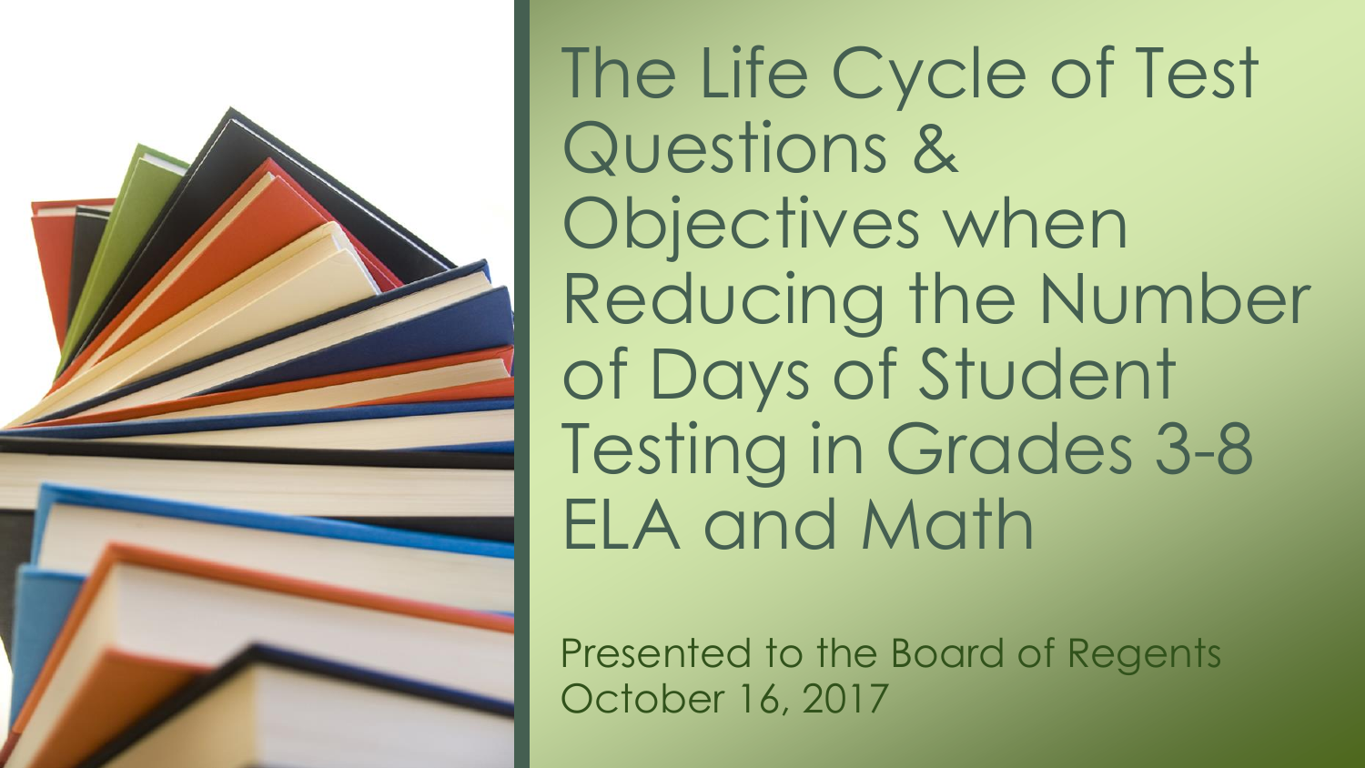# The Life Cycle of Test Questions & Objectives when Reducing the Number of Days of Student Testing in Grades 3-8 ELA and Math

Presented to the Board of Regents
October 16, 2017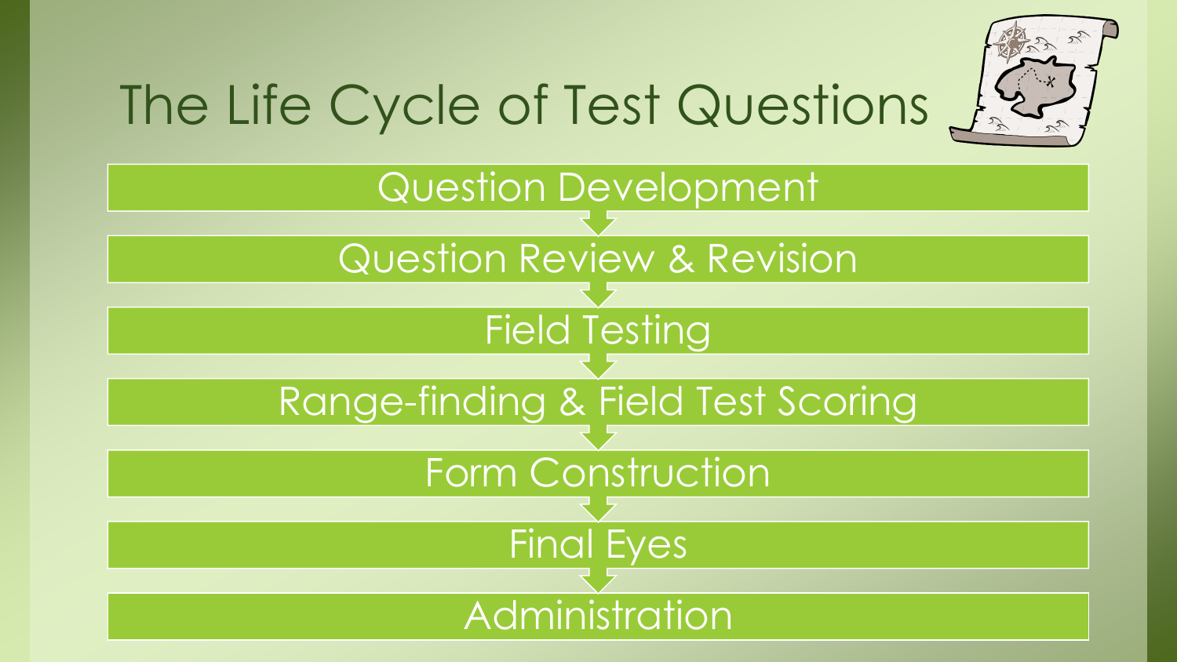# The Life Cycle of Test Questions

1. Question Development
2. Question Review & Revision
3. Field Testing
4. Range-finding & Field Test Scoring
5. Form Construction
6. Final Eyes
7. Administration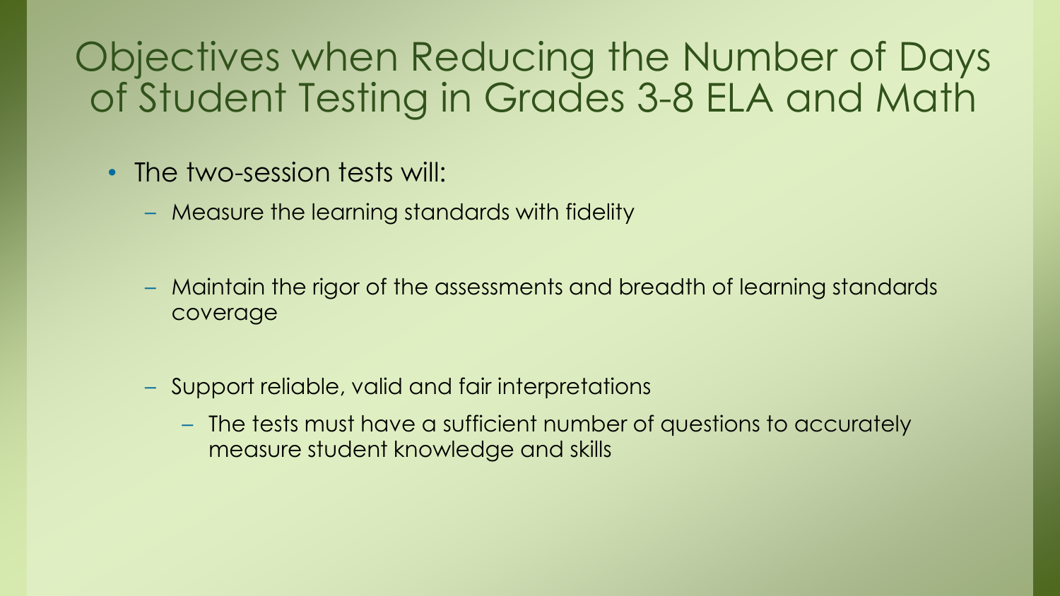# Objectives when Reducing the Number of Days of Student Testing in Grades 3-8 ELA and Math

- The two-session tests will:
  - Measure the learning standards with fidelity
  - Maintain the rigor of the assessments and breadth of learning standards coverage
  - Support reliable, valid and fair interpretations
    - The tests must have a sufficient number of questions to accurately measure student knowledge and skills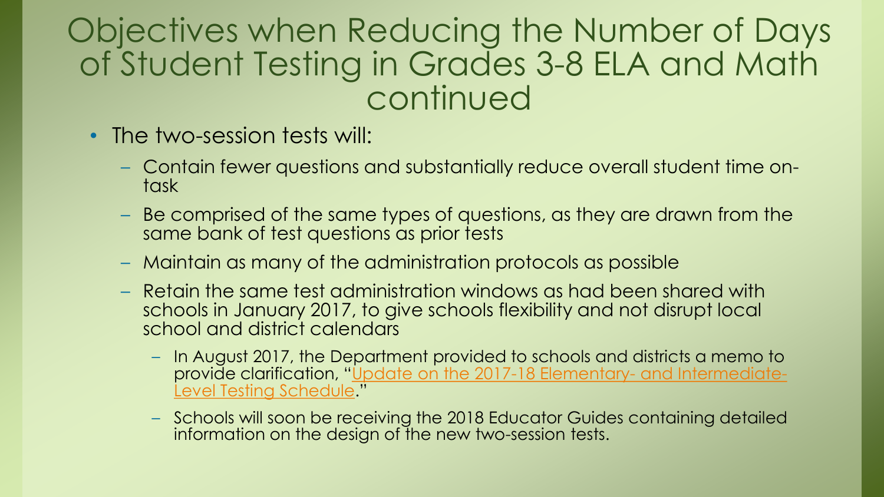# Objectives when Reducing the Number of Days of Student Testing in Grades 3-8 ELA and Math continued

- The two-session tests will:
  - Contain fewer questions and substantially reduce overall student time on-task
  - Be comprised of the same types of questions, as they are drawn from the same bank of test questions as prior tests
  - Maintain as many of the administration protocols as possible
  - Retain the same test administration windows as had been shared with schools in January 2017, to give schools flexibility and not disrupt local school and district calendars
    - In August 2017, the Department provided to schools and districts a memo to provide clarification, "Update on the 2017-18 Elementary- and Intermediate-Level Testing Schedule."
    - Schools will soon be receiving the 2018 Educator Guides containing detailed information on the design of the new two-session tests.